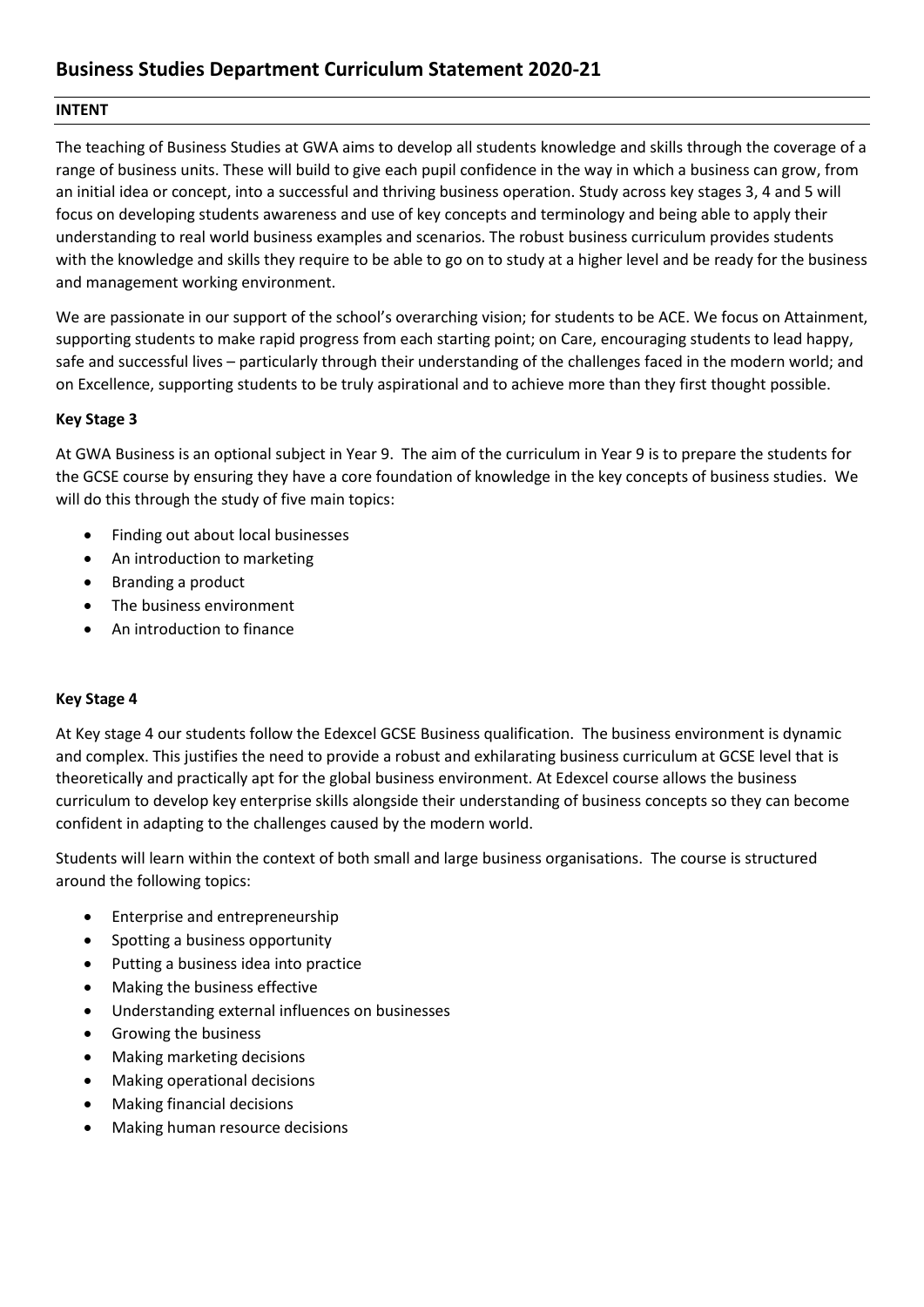# Business Studies Department Curriculum Statement 2020-21

## INTENT

The teaching of Business Studies at GWA aims to develop all students knowledge and skills through the coverage of a range of business units. These will build to give each pupil confidence in the way in which a business can grow, from an initial idea or concept, into a successful and thriving business operation. Study across key stages 3, 4 and 5 will focus on developing students awareness and use of key concepts and terminology and being able to apply their understanding to real world business examples and scenarios. The robust business curriculum provides students with the knowledge and skills they require to be able to go on to study at a higher level and be ready for the business and management working environment.

We are passionate in our support of the school's overarching vision; for students to be ACE. We focus on Attainment, supporting students to make rapid progress from each starting point; on Care, encouraging students to lead happy, safe and successful lives – particularly through their understanding of the challenges faced in the modern world; and on Excellence, supporting students to be truly aspirational and to achieve more than they first thought possible.

### Key Stage 3

At GWA Business is an optional subject in Year 9. The aim of the curriculum in Year 9 is to prepare the students for the GCSE course by ensuring they have a core foundation of knowledge in the key concepts of business studies. We will do this through the study of five main topics:

- Finding out about local businesses
- An introduction to marketing
- Branding a product
- The business environment
- An introduction to finance

### Key Stage 4

At Key stage 4 our students follow the Edexcel GCSE Business qualification. The business environment is dynamic and complex. This justifies the need to provide a robust and exhilarating business curriculum at GCSE level that is theoretically and practically apt for the global business environment. At Edexcel course allows the business curriculum to develop key enterprise skills alongside their understanding of business concepts so they can become confident in adapting to the challenges caused by the modern world.

Students will learn within the context of both small and large business organisations. The course is structured around the following topics:

- Enterprise and entrepreneurship
- Spotting a business opportunity
- Putting a business idea into practice
- Making the business effective
- Understanding external influences on businesses
- Growing the business
- Making marketing decisions
- Making operational decisions
- Making financial decisions
- Making human resource decisions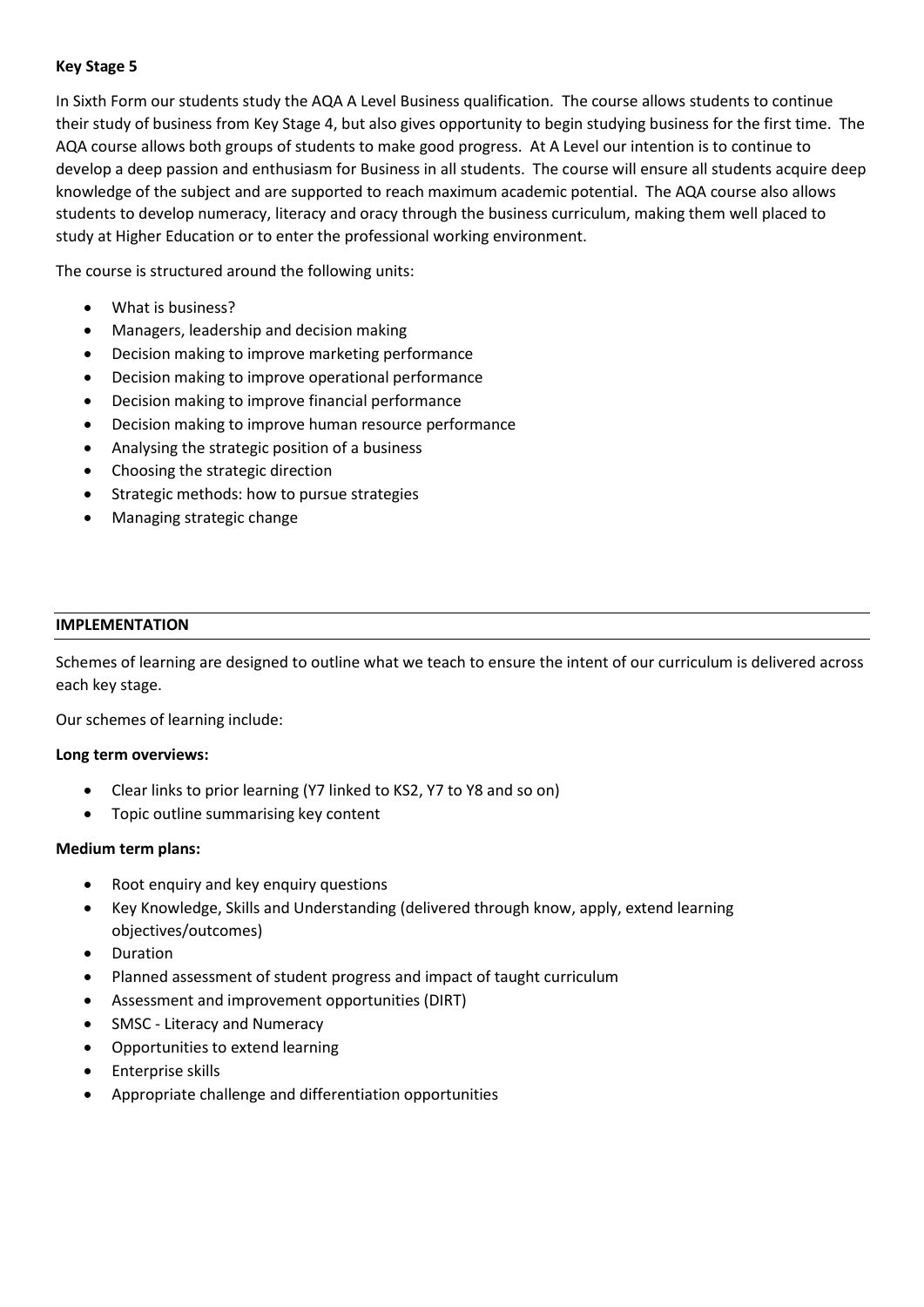**Key Stage 5**

In Sixth Form our students study the AQA A Level Business qualification. The course allows students to continue their study of business from Key Stage 4, but also gives opportunity to begin studying business for the first time. The AQA course allows both groups of students to make good progress. At A Level our intention is to continue to develop a deep passion and enthusiasm for Business in all students. The course will ensure all students acquire deep knowledge of the subject and are supported to reach maximum academic potential. The AQA course also allows students to develop numeracy, literacy and oracy through the business curriculum, making them well placed to study at Higher Education or to enter the professional working environment.

The course is structured around the following units:

- What is business?
- Managers, leadership and decision making
- Decision making to improve marketing performance
- Decision making to improve operational performance
- Decision making to improve financial performance
- Decision making to improve human resource performance
- Analysing the strategic position of a business
- Choosing the strategic direction
- Strategic methods: how to pursue strategies
- Managing strategic change

## IMPLEMENTATION

Schemes of learning are designed to outline what we teach to ensure the intent of our curriculum is delivered across each key stage.

Our schemes of learning include:

**Long term overviews:**

- Clear links to prior learning (Y7 linked to KS2, Y7 to Y8 and so on)
- Topic outline summarising key content

**Medium term plans:**

- Root enquiry and key enquiry questions
- Key Knowledge, Skills and Understanding (delivered through know, apply, extend learning objectives/outcomes)
- Duration
- Planned assessment of student progress and impact of taught curriculum
- Assessment and improvement opportunities (DIRT)
- SMSC - Literacy and Numeracy
- Opportunities to extend learning
- Enterprise skills
- Appropriate challenge and differentiation opportunities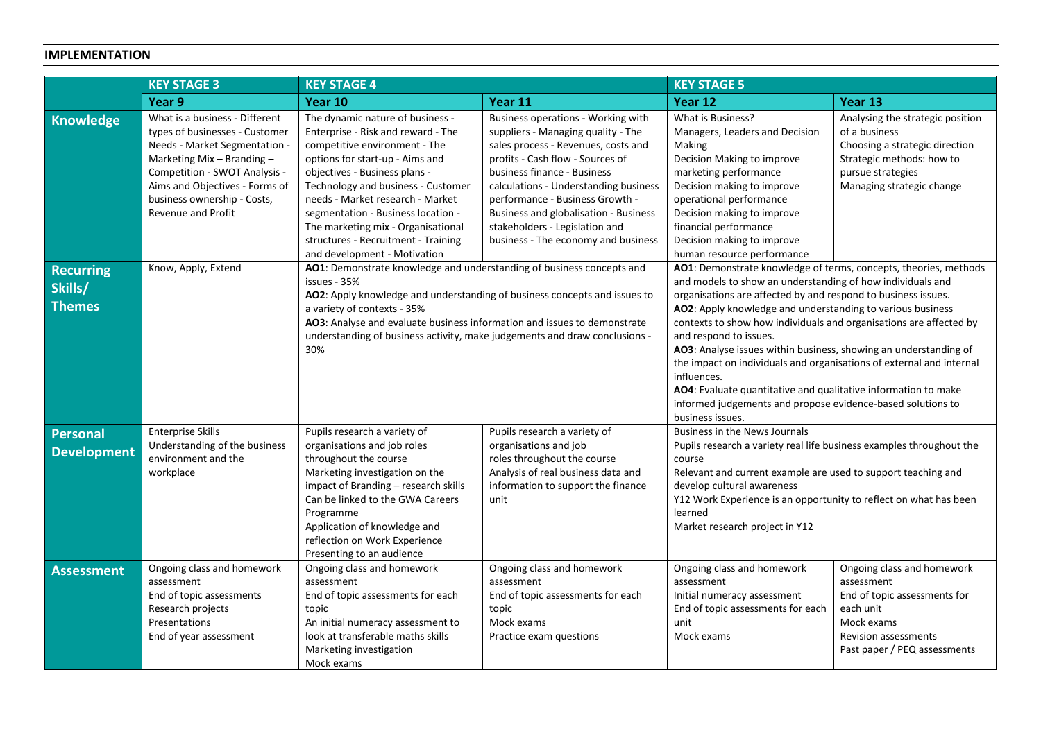## IMPLEMENTATION

| | KEY STAGE 3 | KEY STAGE 4 | | KEY STAGE 5 | |
|---|---|---|---|---|---|
| | **Year 9** | **Year 10** | **Year 11** | **Year 12** | **Year 13** |
| **Knowledge** | What is a business - Different types of businesses - Customer Needs - Market Segmentation - Marketing Mix – Branding – Competition - SWOT Analysis - Aims and Objectives - Forms of business ownership - Costs, Revenue and Profit | The dynamic nature of business - Enterprise - Risk and reward - The competitive environment - The options for start-up - Aims and objectives - Business plans - Technology and business - Customer needs - Market research - Market segmentation - Business location - The marketing mix - Organisational structures - Recruitment - Training and development - Motivation | Business operations - Working with suppliers - Managing quality - The sales process - Revenues, costs and profits - Cash flow - Sources of business finance - Business calculations - Understanding business performance - Business Growth - Business and globalisation - Business stakeholders - Legislation and business - The economy and business | What is Business?<br>Managers, Leaders and Decision Making<br>Decision Making to improve marketing performance<br>Decision making to improve operational performance<br>Decision making to improve financial performance<br>Decision making to improve human resource performance | Analysing the strategic position of a business<br>Choosing a strategic direction<br>Strategic methods: how to pursue strategies<br>Managing strategic change |
| **Recurring Skills/ Themes** | Know, Apply, Extend | **AO1**: Demonstrate knowledge and understanding of business concepts and issues - 35%<br>**AO2**: Apply knowledge and understanding of business concepts and issues to a variety of contexts - 35%<br>**AO3**: Analyse and evaluate business information and issues to demonstrate understanding of business activity, make judgements and draw conclusions - 30% | | **AO1**: Demonstrate knowledge of terms, concepts, theories, methods and models to show an understanding of how individuals and organisations are affected by and respond to business issues.<br>**AO2**: Apply knowledge and understanding to various business contexts to show how individuals and organisations are affected by and respond to issues.<br>**AO3**: Analyse issues within business, showing an understanding of the impact on individuals and organisations of external and internal influences.<br>**AO4**: Evaluate quantitative and qualitative information to make informed judgements and propose evidence-based solutions to business issues. | |
| **Personal Development** | Enterprise Skills<br>Understanding of the business environment and the workplace | Pupils research a variety of organisations and job roles throughout the course<br>Marketing investigation on the impact of Branding – research skills<br>Can be linked to the GWA Careers Programme<br>Application of knowledge and reflection on Work Experience<br>Presenting to an audience | Pupils research a variety of organisations and job roles throughout the course<br>Analysis of real business data and information to support the finance unit | Business in the News Journals<br>Pupils research a variety real life business examples throughout the course<br>Relevant and current example are used to support teaching and develop cultural awareness<br>Y12 Work Experience is an opportunity to reflect on what has been learned<br>Market research project in Y12 | |
| **Assessment** | Ongoing class and homework assessment<br>End of topic assessments<br>Research projects<br>Presentations<br>End of year assessment | Ongoing class and homework assessment<br>End of topic assessments for each topic<br>An initial numeracy assessment to look at transferable maths skills<br>Marketing investigation<br>Mock exams | Ongoing class and homework assessment<br>End of topic assessments for each topic<br>Mock exams<br>Practice exam questions | Ongoing class and homework assessment<br>Initial numeracy assessment<br>End of topic assessments for each unit<br>Mock exams | Ongoing class and homework assessment<br>End of topic assessments for each unit<br>Mock exams<br>Revision assessments<br>Past paper / PEQ assessments |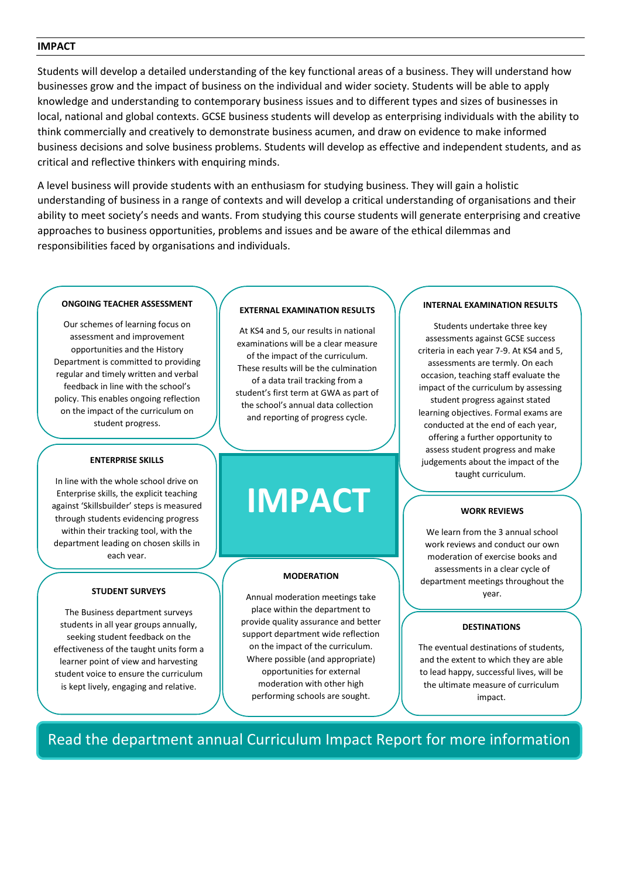## IMPACT

Students will develop a detailed understanding of the key functional areas of a business. They will understand how businesses grow and the impact of business on the individual and wider society. Students will be able to apply knowledge and understanding to contemporary business issues and to different types and sizes of businesses in local, national and global contexts. GCSE business students will develop as enterprising individuals with the ability to think commercially and creatively to demonstrate business acumen, and draw on evidence to make informed business decisions and solve business problems. Students will develop as effective and independent students, and as critical and reflective thinkers with enquiring minds.

A level business will provide students with an enthusiasm for studying business. They will gain a holistic understanding of business in a range of contexts and will develop a critical understanding of organisations and their ability to meet society's needs and wants. From studying this course students will generate enterprising and creative approaches to business opportunities, problems and issues and be aware of the ethical dilemmas and responsibilities faced by organisations and individuals.

# IMPACT

### ONGOING TEACHER ASSESSMENT

Our schemes of learning focus on assessment and improvement opportunities and the History Department is committed to providing regular and timely written and verbal feedback in line with the school's policy. This enables ongoing reflection on the impact of the curriculum on student progress.

### EXTERNAL EXAMINATION RESULTS

At KS4 and 5, our results in national examinations will be a clear measure of the impact of the curriculum. These results will be the culmination of a data trail tracking from a student's first term at GWA as part of the school's annual data collection and reporting of progress cycle.

### INTERNAL EXAMINATION RESULTS

Students undertake three key assessments against GCSE success criteria in each year 7-9. At KS4 and 5, assessments are termly. On each occasion, teaching staff evaluate the impact of the curriculum by assessing student progress against stated learning objectives. Formal exams are conducted at the end of each year, offering a further opportunity to assess student progress and make judgements about the impact of the taught curriculum.

### ENTERPRISE SKILLS

In line with the whole school drive on Enterprise skills, the explicit teaching against 'Skillsbuilder' steps is measured through students evidencing progress within their tracking tool, with the department leading on chosen skills in each year.

### WORK REVIEWS

We learn from the 3 annual school work reviews and conduct our own moderation of exercise books and assessments in a clear cycle of department meetings throughout the year.

### STUDENT SURVEYS

The Business department surveys students in all year groups annually, seeking student feedback on the effectiveness of the taught units form a learner point of view and harvesting student voice to ensure the curriculum is kept lively, engaging and relative.

### MODERATION

Annual moderation meetings take place within the department to provide quality assurance and better support department wide reflection on the impact of the curriculum. Where possible (and appropriate) opportunities for external moderation with other high performing schools are sought.

### DESTINATIONS

The eventual destinations of students, and the extent to which they are able to lead happy, successful lives, will be the ultimate measure of curriculum impact.

Read the department annual Curriculum Impact Report for more information